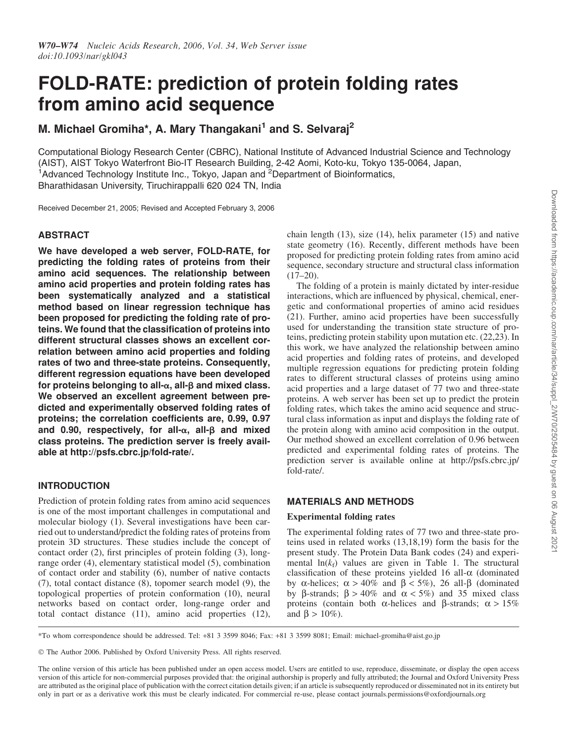# FOLD-RATE: prediction of protein folding rates from amino acid sequence

**M. Michael Gromiha\*, A. Mary Thangakani[1] and S. Selvaraj[2]**

Computational Biology Research Center (CBRC), National Institute of Advanced Industrial Science and Technology (AIST), AIST Tokyo Waterfront Bio-IT Research Building, 2-42 Aomi, Koto-ku, Tokyo 135-0064, Japan, [1]Advanced Technology Institute Inc., Tokyo, Japan and [2]Department of Bioinformatics, Bharathidasan University, Tiruchirappalli 620 024 TN, India

Received December 21, 2005; Revised and Accepted February 3, 2006

## ABSTRACT

**We have developed a web server, FOLD-RATE, for predicting the folding rates of proteins from their amino acid sequences. The relationship between amino acid properties and protein folding rates has been systematically analyzed and a statistical method based on linear regression technique has been proposed for predicting the folding rate of proteins. We found that the classification of proteins into different structural classes shows an excellent correlation between amino acid properties and folding rates of two and three-state proteins. Consequently, different regression equations have been developed for proteins belonging to all-$\alpha$, all-$\beta$ and mixed class. We observed an excellent agreement between predicted and experimentally observed folding rates of proteins; the correlation coefficients are, 0.99, 0.97 and 0.90, respectively, for all-$\alpha$, all-$\beta$ and mixed class proteins. The prediction server is freely available at http://psfs.cbrc.jp/fold-rate/.**

## INTRODUCTION

Prediction of protein folding rates from amino acid sequences is one of the most important challenges in computational and molecular biology (1). Several investigations have been carried out to understand/predict the folding rates of proteins from protein 3D structures. These studies include the concept of contact order (2), first principles of protein folding (3), long-range order (4), elementary statistical model (5), combination of contact order and stability (6), number of native contacts (7), total contact distance (8), topomer search model (9), the topological properties of protein conformation (10), neural networks based on contact order, long-range order and total contact distance (11), amino acid properties (12), chain length (13), size (14), helix parameter (15) and native state geometry (16). Recently, different methods have been proposed for predicting protein folding rates from amino acid sequence, secondary structure and structural class information (17–20).

The folding of a protein is mainly dictated by inter-residue interactions, which are influenced by physical, chemical, energetic and conformational properties of amino acid residues (21). Further, amino acid properties have been successfully used for understanding the transition state structure of proteins, predicting protein stability upon mutation etc. (22,23). In this work, we have analyzed the relationship between amino acid properties and folding rates of proteins, and developed multiple regression equations for predicting protein folding rates to different structural classes of proteins using amino acid properties and a large dataset of 77 two and three-state proteins. A web server has been set up to predict the protein folding rates, which takes the amino acid sequence and structural class information as input and displays the folding rate of the protein along with amino acid composition in the output. Our method showed an excellent correlation of 0.96 between predicted and experimental folding rates of proteins. The prediction server is available online at http://psfs.cbrc.jp/fold-rate/.

## MATERIALS AND METHODS

### Experimental folding rates

The experimental folding rates of 77 two and three-state proteins used in related works (13,18,19) form the basis for the present study. The Protein Data Bank codes (24) and experimental $\ln(k_f)$ values are given in Table 1. The structural classification of these proteins yielded 16 all-$\alpha$ (dominated by $\alpha$-helices; $\alpha > 40\%$ and $\beta < 5\%$), 26 all-$\beta$ (dominated by $\beta$-strands; $\beta > 40\%$ and $\alpha < 5\%$) and 35 mixed class proteins (contain both $\alpha$-helices and $\beta$-strands; $\alpha > 15\%$ and $\beta > 10\%$).

\*To whom correspondence should be addressed. Tel: +81 3 3599 8046; Fax: +81 3 3599 8081; Email: michael-gromiha@aist.go.jp

© The Author 2006. Published by Oxford University Press. All rights reserved.

The online version of this article has been published under an open access model. Users are entitled to use, reproduce, disseminate, or display the open access version of this article for non-commercial purposes provided that: the original authorship is properly and fully attributed; the Journal and Oxford University Press are attributed as the original place of publication with the correct citation details given; if an article is subsequently reproduced or disseminated not in its entirety but only in part or as a derivative work this must be clearly indicated. For commercial re-use, please contact journals.permissions@oxfordjournals.org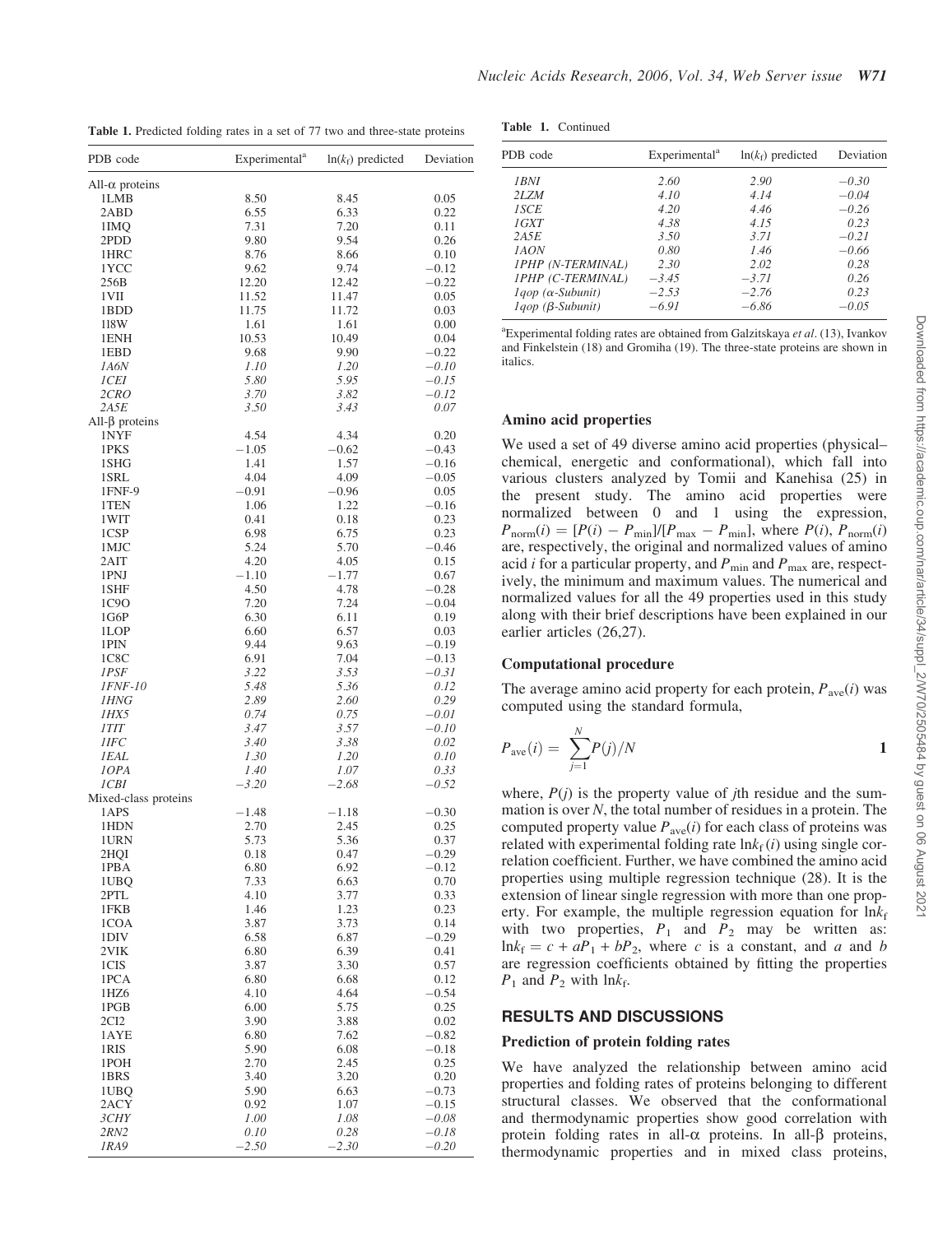**Table 1.** Predicted folding rates in a set of 77 two and three-state proteins

| PDB code | Experimental[a] | $\ln(k_f)$ predicted | Deviation |
|---|---|---|---|
| All-α proteins | | | |
| 1LMB | 8.50 | 8.45 | 0.05 |
| 2ABD | 6.55 | 6.33 | 0.22 |
| 1IMQ | 7.31 | 7.20 | 0.11 |
| 2PDD | 9.80 | 9.54 | 0.26 |
| 1HRC | 8.76 | 8.66 | 0.10 |
| 1YCC | 9.62 | 9.74 | −0.12 |
| 256B | 12.20 | 12.42 | −0.22 |
| 1VII | 11.52 | 11.47 | 0.05 |
| 1BDD | 11.75 | 11.72 | 0.03 |
| 1I8W | 1.61 | 1.61 | 0.00 |
| 1ENH | 10.53 | 10.49 | 0.04 |
| 1EBD | 9.68 | 9.90 | −0.22 |
| *1A6N* | *1.10* | *1.20* | *−0.10* |
| *1CEI* | *5.80* | *5.95* | *−0.15* |
| *2CRO* | *3.70* | *3.82* | *−0.12* |
| *2A5E* | *3.50* | *3.43* | *0.07* |
| All-β proteins | | | |
| 1NYF | 4.54 | 4.34 | 0.20 |
| 1PKS | −1.05 | −0.62 | −0.43 |
| 1SHG | 1.41 | 1.57 | −0.16 |
| 1SRL | 4.04 | 4.09 | −0.05 |
| 1FNF-9 | −0.91 | −0.96 | 0.05 |
| 1TEN | 1.06 | 1.22 | −0.16 |
| 1WIT | 0.41 | 0.18 | 0.23 |
| 1CSP | 6.98 | 6.75 | 0.23 |
| 1MJC | 5.24 | 5.70 | −0.46 |
| 2AIT | 4.20 | 4.05 | 0.15 |
| 1PNJ | −1.10 | −1.77 | 0.67 |
| 1SHF | 4.50 | 4.78 | −0.28 |
| 1C9O | 7.20 | 7.24 | −0.04 |
| 1G6P | 6.30 | 6.11 | 0.19 |
| 1LOP | 6.60 | 6.57 | 0.03 |
| 1PIN | 9.44 | 9.63 | −0.19 |
| 1C8C | 6.91 | 7.04 | −0.13 |
| *1PSF* | *3.22* | *3.53* | *−0.31* |
| *1FNF-10* | *5.48* | *5.36* | *0.12* |
| *1HNG* | *2.89* | *2.60* | *0.29* |
| *1HX5* | *0.74* | *0.75* | *−0.01* |
| *1TIT* | *3.47* | *3.57* | *−0.10* |
| *1IFC* | *3.40* | *3.38* | *0.02* |
| *1EAL* | *1.30* | *1.20* | *0.10* |
| *1OPA* | *1.40* | *1.07* | *0.33* |
| *1CBI* | *−3.20* | *−2.68* | *−0.52* |
| Mixed-class proteins | | | |
| 1APS | −1.48 | −1.18 | −0.30 |
| 1HDN | 2.70 | 2.45 | 0.25 |
| 1URN | 5.73 | 5.36 | 0.37 |
| 2HQI | 0.18 | 0.47 | −0.29 |
| 1PBA | 6.80 | 6.92 | −0.12 |
| 1UBQ | 7.33 | 6.63 | 0.70 |
| 2PTL | 4.10 | 3.77 | 0.33 |
| 1FKB | 1.46 | 1.23 | 0.23 |
| 1COA | 3.87 | 3.73 | 0.14 |
| 1DIV | 6.58 | 6.87 | −0.29 |
| 2VIK | 6.80 | 6.39 | 0.41 |
| 1CIS | 3.87 | 3.30 | 0.57 |
| 1PCA | 6.80 | 6.68 | 0.12 |
| 1HZ6 | 4.10 | 4.64 | −0.54 |
| 1PGB | 6.00 | 5.75 | 0.25 |
| 2CI2 | 3.90 | 3.88 | 0.02 |
| 1AYE | 6.80 | 7.62 | −0.82 |
| 1RIS | 5.90 | 6.08 | −0.18 |
| 1POH | 2.70 | 2.45 | 0.25 |
| 1BRS | 3.40 | 3.20 | 0.20 |
| 1UBQ | 5.90 | 6.63 | −0.73 |
| 2ACY | 0.92 | 1.07 | −0.15 |
| *3CHY* | *1.00* | *1.08* | *−0.08* |
| *2RN2* | *0.10* | *0.28* | *−0.18* |
| *1RA9* | *−2.50* | *−2.30* | *−0.20* |
| *1BNI* | *2.60* | *2.90* | *−0.30* |
| *2LZM* | *4.10* | *4.14* | *−0.04* |
| *1SCE* | *4.20* | *4.46* | *−0.26* |
| *1GXT* | *4.38* | *4.15* | *0.23* |
| *2A5E* | *3.50* | *3.71* | *−0.21* |
| *1AON* | *0.80* | *1.46* | *−0.66* |
| *1PHP (N-TERMINAL)* | *2.30* | *2.02* | *0.28* |
| *1PHP (C-TERMINAL)* | *−3.45* | *−3.71* | *0.26* |
| *1qop (α-Subunit)* | *−2.53* | *−2.76* | *0.23* |
| *1qop (β-Subunit)* | *−6.91* | *−6.86* | *−0.05* |

[a]Experimental folding rates are obtained from Galzitskaya *et al*. (13), Ivankov and Finkelstein (18) and Gromiha (19). The three-state proteins are shown in italics.

### Amino acid properties

We used a set of 49 diverse amino acid properties (physical–chemical, energetic and conformational), which fall into various clusters analyzed by Tomii and Kanehisa (25) in the present study. The amino acid properties were normalized between 0 and 1 using the expression, $P_{\mathrm{norm}}(i) = [P(i) - P_{\mathrm{min}}]/[P_{\mathrm{max}} - P_{\mathrm{min}}]$, where $P(i)$, $P_{\mathrm{norm}}(i)$ are, respectively, the original and normalized values of amino acid $i$ for a particular property, and $P_{\mathrm{min}}$ and $P_{\mathrm{max}}$ are, respectively, the minimum and maximum values. The numerical and normalized values for all the 49 properties used in this study along with their brief descriptions have been explained in our earlier articles (26,27).

### Computational procedure

The average amino acid property for each protein, $P_{\mathrm{ave}}(i)$ was computed using the standard formula,

$$P_{\mathrm{ave}}(i) = \sum_{j=1}^{N} P(j)/N \qquad \mathbf{1}$$

where, $P(j)$ is the property value of $j$th residue and the summation is over $N$, the total number of residues in a protein. The computed property value $P_{\mathrm{ave}}(i)$ for each class of proteins was related with experimental folding rate $\ln k_f(i)$ using single correlation coefficient. Further, we have combined the amino acid properties using multiple regression technique (28). It is the extension of linear single regression with more than one property. For example, the multiple regression equation for $\ln k_f$ with two properties, $P_1$ and $P_2$ may be written as: $\ln k_f = c + aP_1 + bP_2$, where $c$ is a constant, and $a$ and $b$ are regression coefficients obtained by fitting the properties $P_1$ and $P_2$ with $\ln k_f$.

## RESULTS AND DISCUSSIONS

### Prediction of protein folding rates

We have analyzed the relationship between amino acid properties and folding rates of proteins belonging to different structural classes. We observed that the conformational and thermodynamic properties show good correlation with protein folding rates in all-α proteins. In all-β proteins, thermodynamic properties and in mixed class proteins,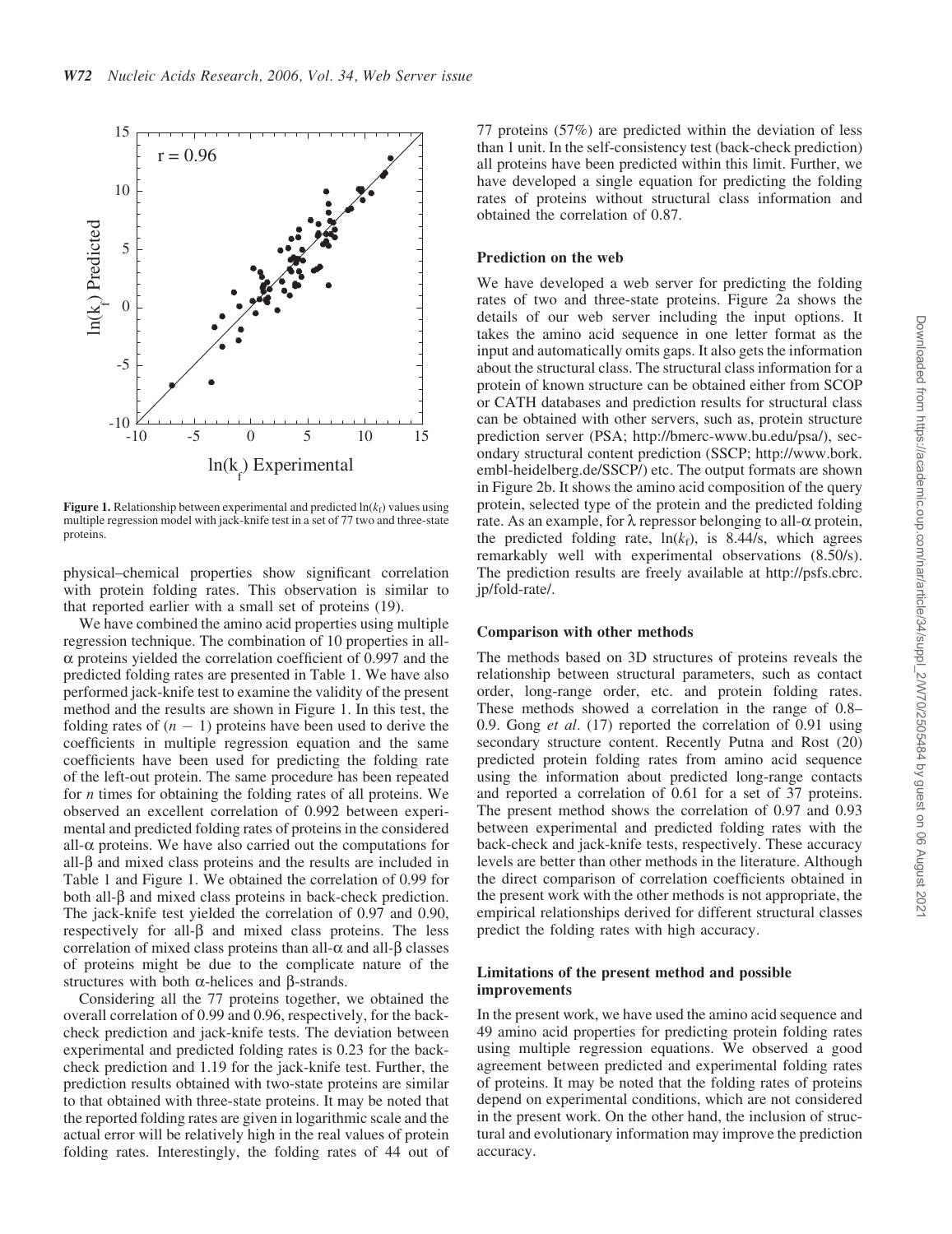**Figure 1.** Relationship between experimental and predicted $\ln(k_f)$ values using multiple regression model with jack-knife test in a set of 77 two and three-state proteins.

physical–chemical properties show significant correlation with protein folding rates. This observation is similar to that reported earlier with a small set of proteins (19).

We have combined the amino acid properties using multiple regression technique. The combination of 10 properties in all-$\alpha$ proteins yielded the correlation coefficient of 0.997 and the predicted folding rates are presented in Table 1. We have also performed jack-knife test to examine the validity of the present method and the results are shown in Figure 1. In this test, the folding rates of $(n - 1)$ proteins have been used to derive the coefficients in multiple regression equation and the same coefficients have been used for predicting the folding rate of the left-out protein. The same procedure has been repeated for $n$ times for obtaining the folding rates of all proteins. We observed an excellent correlation of 0.992 between experimental and predicted folding rates of proteins in the considered all-$\alpha$ proteins. We have also carried out the computations for all-$\beta$ and mixed class proteins and the results are included in Table 1 and Figure 1. We obtained the correlation of 0.99 for both all-$\beta$ and mixed class proteins in back-check prediction. The jack-knife test yielded the correlation of 0.97 and 0.90, respectively for all-$\beta$ and mixed class proteins. The less correlation of mixed class proteins than all-$\alpha$ and all-$\beta$ classes of proteins might be due to the complicate nature of the structures with both $\alpha$-helices and $\beta$-strands.

Considering all the 77 proteins together, we obtained the overall correlation of 0.99 and 0.96, respectively, for the back-check prediction and jack-knife tests. The deviation between experimental and predicted folding rates is 0.23 for the back-check prediction and 1.19 for the jack-knife test. Further, the prediction results obtained with two-state proteins are similar to that obtained with three-state proteins. It may be noted that the reported folding rates are given in logarithmic scale and the actual error will be relatively high in the real values of protein folding rates. Interestingly, the folding rates of 44 out of 77 proteins (57%) are predicted within the deviation of less than 1 unit. In the self-consistency test (back-check prediction) all proteins have been predicted within this limit. Further, we have developed a single equation for predicting the folding rates of proteins without structural class information and obtained the correlation of 0.87.

### Prediction on the web

We have developed a web server for predicting the folding rates of two and three-state proteins. Figure 2a shows the details of our web server including the input options. It takes the amino acid sequence in one letter format as the input and automatically omits gaps. It also gets the information about the structural class. The structural class information for a protein of known structure can be obtained either from SCOP or CATH databases and prediction results for structural class can be obtained with other servers, such as, protein structure prediction server (PSA; http://bmerc-www.bu.edu/psa/), secondary structural content prediction (SSCP; http://www.bork.embl-heidelberg.de/SSCP/) etc. The output formats are shown in Figure 2b. It shows the amino acid composition of the query protein, selected type of the protein and the predicted folding rate. As an example, for $\lambda$ repressor belonging to all-$\alpha$ protein, the predicted folding rate, $\ln(k_f)$, is 8.44/s, which agrees remarkably well with experimental observations (8.50/s). The prediction results are freely available at http://psfs.cbrc.jp/fold-rate/.

### Comparison with other methods

The methods based on 3D structures of proteins reveals the relationship between structural parameters, such as contact order, long-range order, etc. and protein folding rates. These methods showed a correlation in the range of 0.8–0.9. Gong *et al*. (17) reported the correlation of 0.91 using secondary structure content. Recently Putna and Rost (20) predicted protein folding rates from amino acid sequence using the information about predicted long-range contacts and reported a correlation of 0.61 for a set of 37 proteins. The present method shows the correlation of 0.97 and 0.93 between experimental and predicted folding rates with the back-check and jack-knife tests, respectively. These accuracy levels are better than other methods in the literature. Although the direct comparison of correlation coefficients obtained in the present work with the other methods is not appropriate, the empirical relationships derived for different structural classes predict the folding rates with high accuracy.

### Limitations of the present method and possible improvements

In the present work, we have used the amino acid sequence and 49 amino acid properties for predicting protein folding rates using multiple regression equations. We observed a good agreement between predicted and experimental folding rates of proteins. It may be noted that the folding rates of proteins depend on experimental conditions, which are not considered in the present work. On the other hand, the inclusion of structural and evolutionary information may improve the prediction accuracy.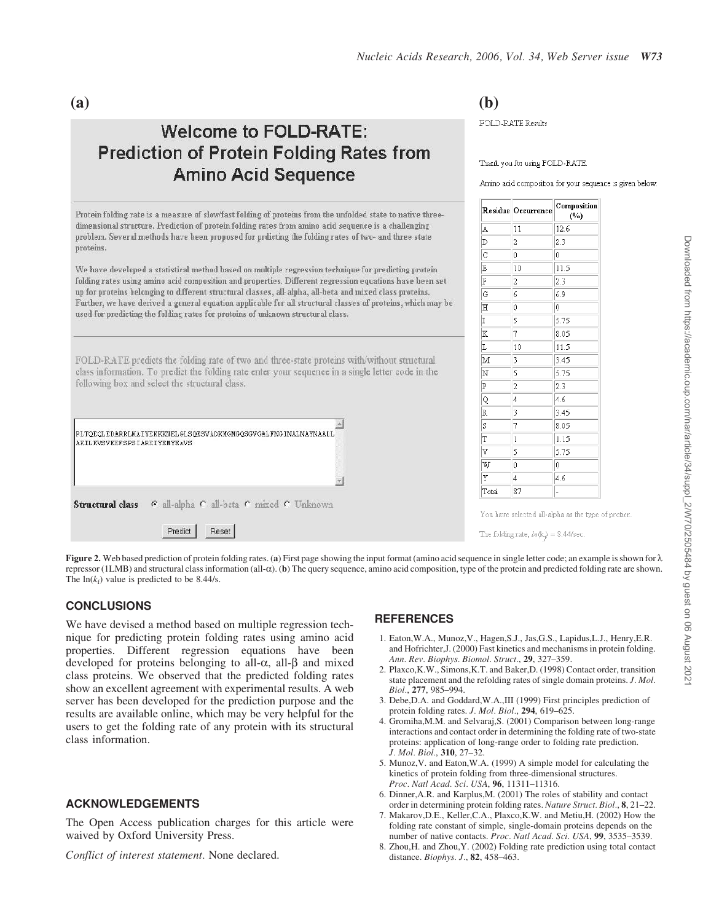**(a)**

# Welcome to FOLD-RATE: Prediction of Protein Folding Rates from Amino Acid Sequence

Protein folding rate is a measure of slow/fast folding of proteins from the unfolded state to native three-dimensional structure. Prediction of protein folding rates from amino acid sequence is a challenging problem. Several methods have been proposed for prdicting the folding rates of two- and three state proteins.

We have developed a statistical method based on multiple regression technique for predicting protein folding rates using amino acid composition and properties. Different regression equations have been set up for proteins belonging to different structural classes, all-alpha, all-beta and mixed class proteins. Further, we have derived a general equation applicable for all structural classes of proteins, which may be used for predicting the folding rates for proteins of unknown structural class.

FOLD-RATE predicts the folding rate of two and three-state proteins with/without structural class information. To predict the folding rate enter your sequence in a single letter code in the following box and select the structural class.

```
PLTQEQLEDARRLKAIYEKKKNELGLSQESVADKMGMGQSGVGALFNGINALNAYNAALL
AKILKVSVEEFSPSIAREIYEMYEAVS
```

**Structural class** ◉ all-alpha ○ all-beta ○ mixed ○ Unknown

Predict  Reset

**(b)**

FOLD-RATE Results

Thank you for using FOLD-RATE.

Amino acid compositon for your sequence is given below.

| Residue | Occurrence | Composition (%) |
|---|---|---|
| A | 11 | 12.6 |
| D | 2 | 2.3 |
| C | 0 | 0 |
| E | 10 | 11.5 |
| F | 2 | 2.3 |
| G | 6 | 6.9 |
| H | 0 | 0 |
| I | 5 | 5.75 |
| K | 7 | 8.05 |
| L | 10 | 11.5 |
| M | 3 | 3.45 |
| N | 5 | 5.75 |
| P | 2 | 2.3 |
| Q | 4 | 4.6 |
| R | 3 | 3.45 |
| S | 7 | 8.05 |
| T | 1 | 1.15 |
| V | 5 | 5.75 |
| W | 0 | 0 |
| Y | 4 | 4.6 |
| Total | 87 | - |

You have selected all-alpha as the type of protein.

The folding rate, $ln(k_f)$ = 8.44/sec.

**Figure 2.** Web based prediction of protein folding rates. (**a**) First page showing the input format (amino acid sequence in single letter code; an example is shown for λ repressor (1LMB) and structural class information (all-α). (**b**) The query sequence, amino acid composition, type of the protein and predicted folding rate are shown. The $\ln(k_f)$ value is predicted to be 8.44/s.

## CONCLUSIONS

We have devised a method based on multiple regression technique for predicting protein folding rates using amino acid properties. Different regression equations have been developed for proteins belonging to all-α, all-β and mixed class proteins. We observed that the predicted folding rates show an excellent agreement with experimental results. A web server has been developed for the prediction purpose and the results are available online, which may be very helpful for the users to get the folding rate of any protein with its structural class information.

## ACKNOWLEDGEMENTS

The Open Access publication charges for this article were waived by Oxford University Press.

*Conflict of interest statement*. None declared.

## REFERENCES

1. Eaton,W.A., Munoz,V., Hagen,S.J., Jas,G.S., Lapidus,L.J., Henry,E.R. and Hofrichter,J. (2000) Fast kinetics and mechanisms in protein folding. *Ann. Rev. Biophys. Biomol. Struct.*, **29**, 327–359.
2. Plaxco,K.W., Simons,K.T. and Baker,D. (1998) Contact order, transition state placement and the refolding rates of single domain proteins. *J. Mol. Biol.*, **277**, 985–994.
3. Debe,D.A. and Goddard,W.A.,III (1999) First principles prediction of protein folding rates. *J. Mol. Biol.*, **294**, 619–625.
4. Gromiha,M.M. and Selvaraj,S. (2001) Comparison between long-range interactions and contact order in determining the folding rate of two-state proteins: application of long-range order to folding rate prediction. *J. Mol. Biol.*, **310**, 27–32.
5. Munoz,V. and Eaton,W.A. (1999) A simple model for calculating the kinetics of protein folding from three-dimensional structures. *Proc. Natl Acad. Sci. USA*, **96**, 11311–11316.
6. Dinner,A.R. and Karplus,M. (2001) The roles of stability and contact order in determining protein folding rates. *Nature Struct. Biol.*, **8**, 21–22.
7. Makarov,D.E., Keller,C.A., Plaxco,K.W. and Metiu,H. (2002) How the folding rate constant of simple, single-domain proteins depends on the number of native contacts. *Proc. Natl Acad. Sci. USA*, **99**, 3535–3539.
8. Zhou,H. and Zhou,Y. (2002) Folding rate prediction using total contact distance. *Biophys. J.*, **82**, 458–463.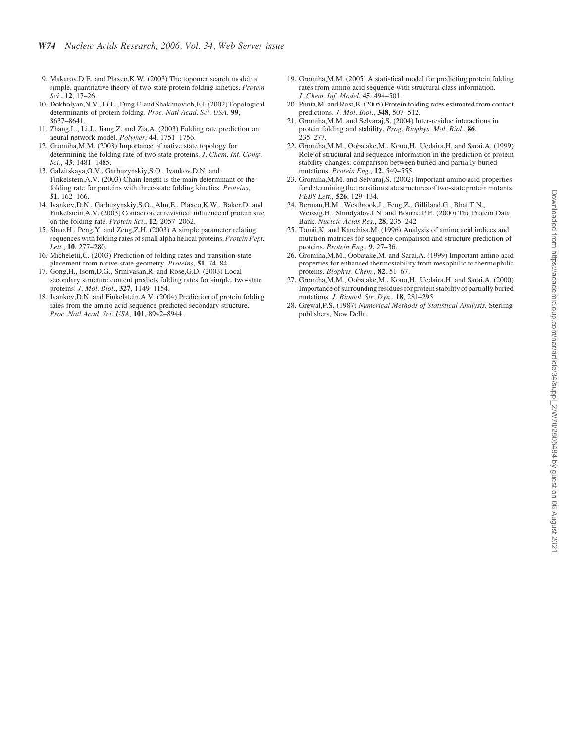9. Makarov,D.E. and Plaxco,K.W. (2003) The topomer search model: a simple, quantitative theory of two-state protein folding kinetics. *Protein Sci.*, **12**, 17–26.
10. Dokholyan,N.V., Li,L., Ding,F. and Shakhnovich,E.I. (2002) Topological determinants of protein folding. *Proc. Natl Acad. Sci. USA*, **99**, 8637–8641.
11. Zhang,L., Li,J., Jiang,Z. and Zia,A. (2003) Folding rate prediction on neural network model. *Polymer*, **44**, 1751–1756.
12. Gromiha,M.M. (2003) Importance of native state topology for determining the folding rate of two-state proteins. *J. Chem. Inf. Comp. Sci.*, **43**, 1481–1485.
13. Galzitskaya,O.V., Garbuzynskiy,S.O., Ivankov,D.N. and Finkelstein,A.V. (2003) Chain length is the main determinant of the folding rate for proteins with three-state folding kinetics. *Proteins*, **51**, 162–166.
14. Ivankov,D.N., Garbuzynskiy,S.O., Alm,E., Plaxco,K.W., Baker,D. and Finkelstein,A.V. (2003) Contact order revisited: influence of protein size on the folding rate. *Protein Sci.*, **12**, 2057–2062.
15. Shao,H., Peng,Y. and Zeng,Z.H. (2003) A simple parameter relating sequences with folding rates of small alpha helical proteins. *Protein Pept. Lett.*, **10**, 277–280.
16. Micheletti,C. (2003) Prediction of folding rates and transition-state placement from native-state geometry. *Proteins*, **51**, 74–84.
17. Gong,H., Isom,D.G., Srinivasan,R. and Rose,G.D. (2003) Local secondary structure content predicts folding rates for simple, two-state proteins. *J. Mol. Biol.*, **327**, 1149–1154.
18. Ivankov,D.N. and Finkelstein,A.V. (2004) Prediction of protein folding rates from the amino acid sequence-predicted secondary structure. *Proc. Natl Acad. Sci. USA*, **101**, 8942–8944.
19. Gromiha,M.M. (2005) A statistical model for predicting protein folding rates from amino acid sequence with structural class information. *J. Chem. Inf. Model*, **45**, 494–501.
20. Punta,M. and Rost,B. (2005) Protein folding rates estimated from contact predictions. *J. Mol. Biol.*, **348**, 507–512.
21. Gromiha,M.M. and Selvaraj,S. (2004) Inter-residue interactions in protein folding and stability. *Prog. Biophys. Mol. Biol.*, **86**, 235–277.
22. Gromiha,M.M., Oobatake,M., Kono,H., Uedaira,H. and Sarai,A. (1999) Role of structural and sequence information in the prediction of protein stability changes: comparison between buried and partially buried mutations. *Protein Eng.*, **12**, 549–555.
23. Gromiha,M.M. and Selvaraj,S. (2002) Important amino acid properties for determining the transition state structures of two-state protein mutants. *FEBS Lett.*, **526**, 129–134.
24. Berman,H.M., Westbrook,J., Feng,Z., Gilliland,G., Bhat,T.N., Weissig,H., Shindyalov,I.N. and Bourne,P.E. (2000) The Protein Data Bank. *Nucleic Acids Res.*, **28**, 235–242.
25. Tomii,K. and Kanehisa,M. (1996) Analysis of amino acid indices and mutation matrices for sequence comparison and structure prediction of proteins. *Protein Eng.*, **9**, 27–36.
26. Gromiha,M.M., Oobatake,M. and Sarai,A. (1999) Important amino acid properties for enhanced thermostability from mesophilic to thermophilic proteins. *Biophys. Chem.*, **82**, 51–67.
27. Gromiha,M.M., Oobatake,M., Kono,H., Uedaira,H. and Sarai,A. (2000) Importance of surrounding residues for protein stability of partially buried mutations. *J. Biomol. Str. Dyn.*, **18**, 281–295.
28. Grewal,P.S. (1987) *Numerical Methods of Statistical Analysis*. Sterling publishers, New Delhi.